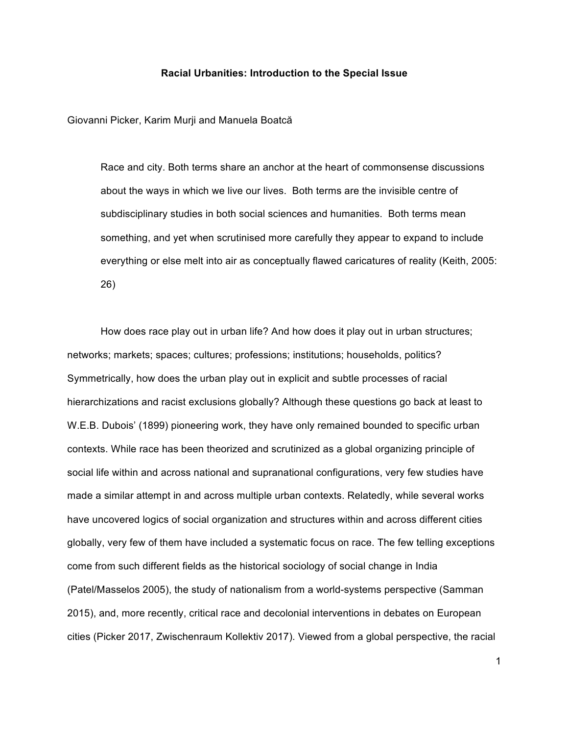# Racial Urbanities: Introduction to the Special Issue

Giovanni Picker, Karim Murji and Manuela Boatcă

> Race and city. Both terms share an anchor at the heart of commonsense discussions about the ways in which we live our lives. Both terms are the invisible centre of subdisciplinary studies in both social sciences and humanities. Both terms mean something, and yet when scrutinised more carefully they appear to expand to include everything or else melt into air as conceptually flawed caricatures of reality (Keith, 2005: 26)

How does race play out in urban life? And how does it play out in urban structures; networks; markets; spaces; cultures; professions; institutions; households, politics? Symmetrically, how does the urban play out in explicit and subtle processes of racial hierarchizations and racist exclusions globally? Although these questions go back at least to W.E.B. Dubois' (1899) pioneering work, they have only remained bounded to specific urban contexts. While race has been theorized and scrutinized as a global organizing principle of social life within and across national and supranational configurations, very few studies have made a similar attempt in and across multiple urban contexts. Relatedly, while several works have uncovered logics of social organization and structures within and across different cities globally, very few of them have included a systematic focus on race. The few telling exceptions come from such different fields as the historical sociology of social change in India (Patel/Masselos 2005), the study of nationalism from a world-systems perspective (Samman 2015), and, more recently, critical race and decolonial interventions in debates on European cities (Picker 2017, Zwischenraum Kollektiv 2017). Viewed from a global perspective, the racial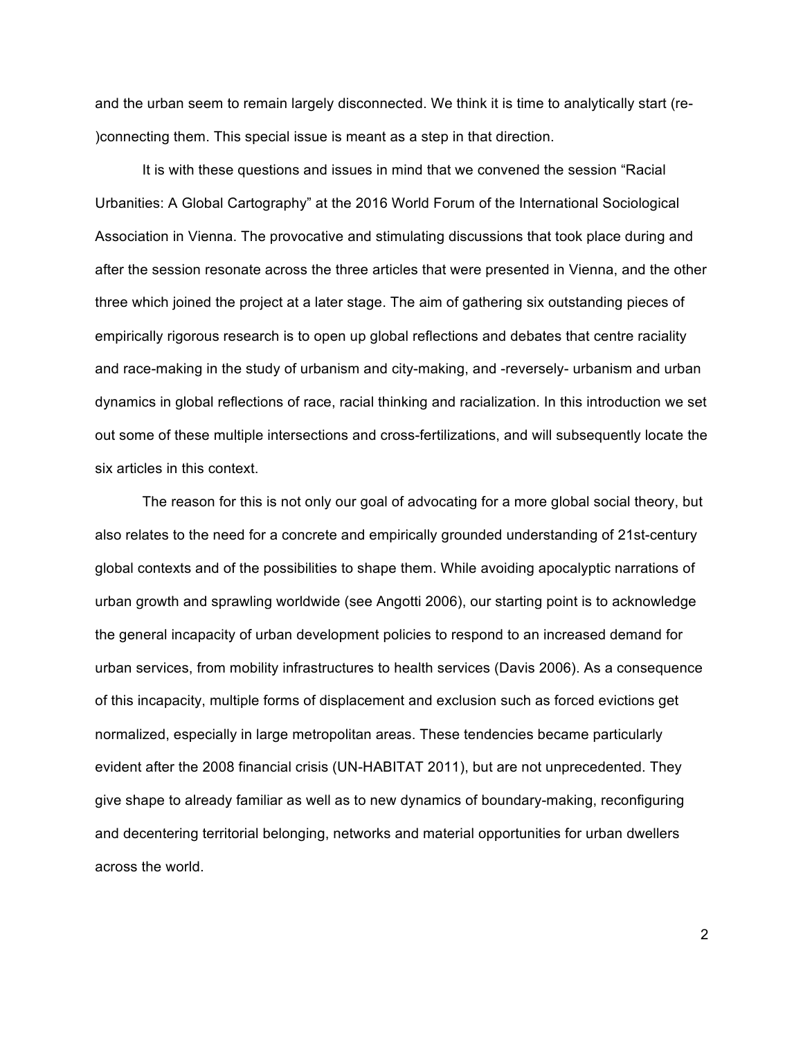and the urban seem to remain largely disconnected. We think it is time to analytically start (re-)connecting them. This special issue is meant as a step in that direction.

It is with these questions and issues in mind that we convened the session "Racial Urbanities: A Global Cartography" at the 2016 World Forum of the International Sociological Association in Vienna. The provocative and stimulating discussions that took place during and after the session resonate across the three articles that were presented in Vienna, and the other three which joined the project at a later stage. The aim of gathering six outstanding pieces of empirically rigorous research is to open up global reflections and debates that centre raciality and race-making in the study of urbanism and city-making, and -reversely- urbanism and urban dynamics in global reflections of race, racial thinking and racialization. In this introduction we set out some of these multiple intersections and cross-fertilizations, and will subsequently locate the six articles in this context.

The reason for this is not only our goal of advocating for a more global social theory, but also relates to the need for a concrete and empirically grounded understanding of 21st-century global contexts and of the possibilities to shape them. While avoiding apocalyptic narrations of urban growth and sprawling worldwide (see Angotti 2006), our starting point is to acknowledge the general incapacity of urban development policies to respond to an increased demand for urban services, from mobility infrastructures to health services (Davis 2006). As a consequence of this incapacity, multiple forms of displacement and exclusion such as forced evictions get normalized, especially in large metropolitan areas. These tendencies became particularly evident after the 2008 financial crisis (UN-HABITAT 2011), but are not unprecedented. They give shape to already familiar as well as to new dynamics of boundary-making, reconfiguring and decentering territorial belonging, networks and material opportunities for urban dwellers across the world.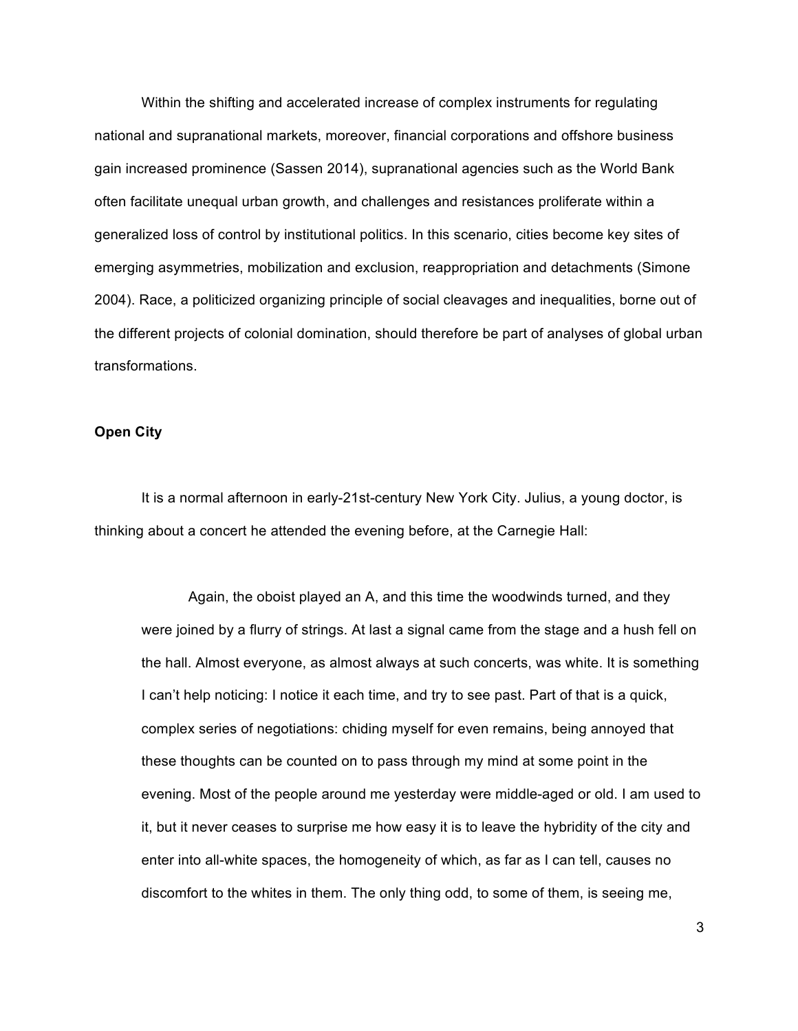Within the shifting and accelerated increase of complex instruments for regulating national and supranational markets, moreover, financial corporations and offshore business gain increased prominence (Sassen 2014), supranational agencies such as the World Bank often facilitate unequal urban growth, and challenges and resistances proliferate within a generalized loss of control by institutional politics. In this scenario, cities become key sites of emerging asymmetries, mobilization and exclusion, reappropriation and detachments (Simone 2004). Race, a politicized organizing principle of social cleavages and inequalities, borne out of the different projects of colonial domination, should therefore be part of analyses of global urban transformations.

**Open City**

It is a normal afternoon in early-21st-century New York City. Julius, a young doctor, is thinking about a concert he attended the evening before, at the Carnegie Hall:

> Again, the oboist played an A, and this time the woodwinds turned, and they were joined by a flurry of strings. At last a signal came from the stage and a hush fell on the hall. Almost everyone, as almost always at such concerts, was white. It is something I can't help noticing: I notice it each time, and try to see past. Part of that is a quick, complex series of negotiations: chiding myself for even remains, being annoyed that these thoughts can be counted on to pass through my mind at some point in the evening. Most of the people around me yesterday were middle-aged or old. I am used to it, but it never ceases to surprise me how easy it is to leave the hybridity of the city and enter into all-white spaces, the homogeneity of which, as far as I can tell, causes no discomfort to the whites in them. The only thing odd, to some of them, is seeing me,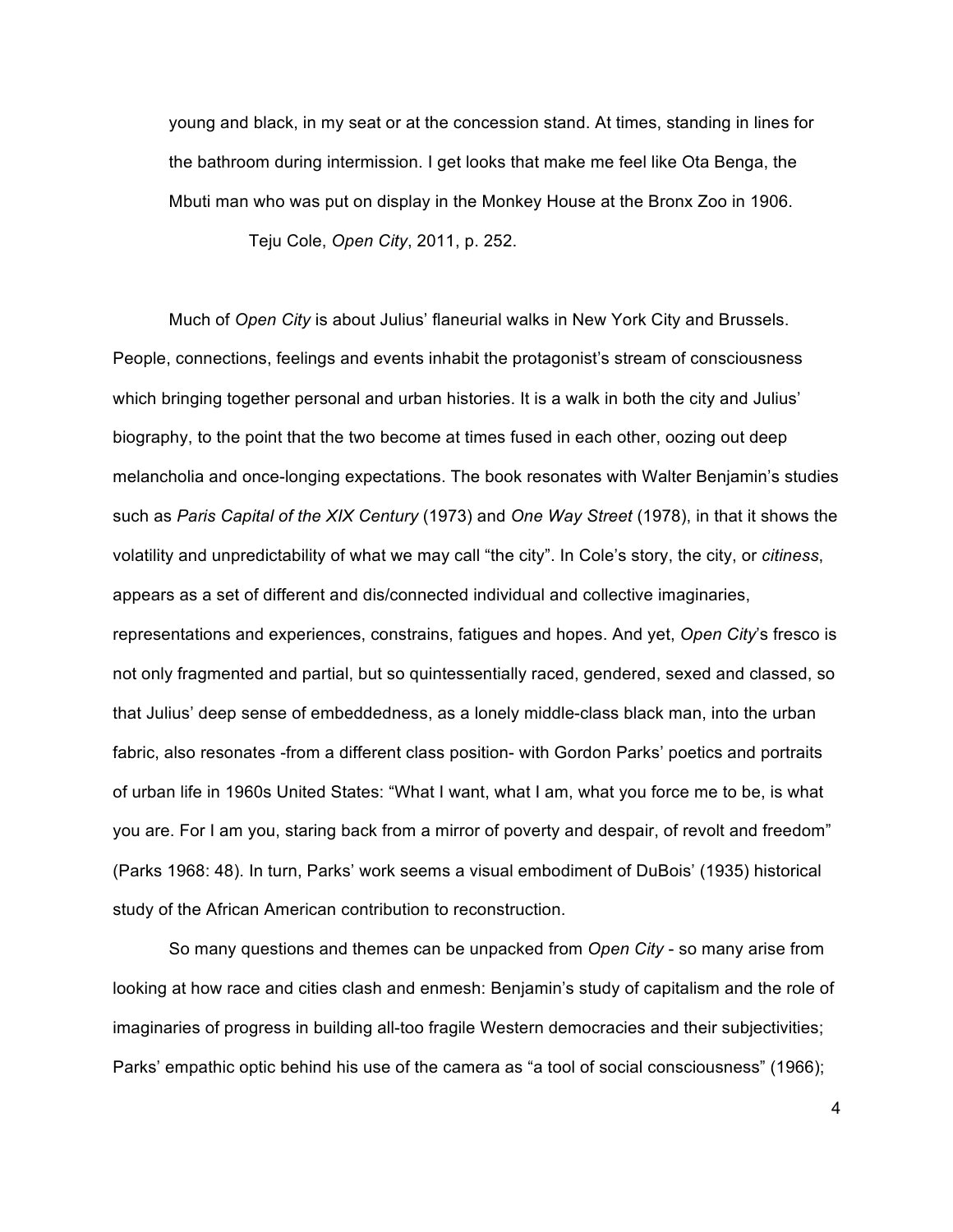> young and black, in my seat or at the concession stand. At times, standing in lines for the bathroom during intermission. I get looks that make me feel like Ota Benga, the Mbuti man who was put on display in the Monkey House at the Bronx Zoo in 1906.
>
> Teju Cole, *Open City*, 2011, p. 252.

Much of *Open City* is about Julius' flaneurial walks in New York City and Brussels. People, connections, feelings and events inhabit the protagonist's stream of consciousness which bringing together personal and urban histories. It is a walk in both the city and Julius' biography, to the point that the two become at times fused in each other, oozing out deep melancholia and once-longing expectations. The book resonates with Walter Benjamin's studies such as *Paris Capital of the XIX Century* (1973) and *One Way Street* (1978), in that it shows the volatility and unpredictability of what we may call "the city". In Cole's story, the city, or *citiness*, appears as a set of different and dis/connected individual and collective imaginaries, representations and experiences, constrains, fatigues and hopes. And yet, *Open City*'s fresco is not only fragmented and partial, but so quintessentially raced, gendered, sexed and classed, so that Julius' deep sense of embeddedness, as a lonely middle-class black man, into the urban fabric, also resonates -from a different class position- with Gordon Parks' poetics and portraits of urban life in 1960s United States: "What I want, what I am, what you force me to be, is what you are. For I am you, staring back from a mirror of poverty and despair, of revolt and freedom" (Parks 1968: 48). In turn, Parks' work seems a visual embodiment of DuBois' (1935) historical study of the African American contribution to reconstruction.

So many questions and themes can be unpacked from *Open City* - so many arise from looking at how race and cities clash and enmesh: Benjamin's study of capitalism and the role of imaginaries of progress in building all-too fragile Western democracies and their subjectivities; Parks' empathic optic behind his use of the camera as "a tool of social consciousness" (1966);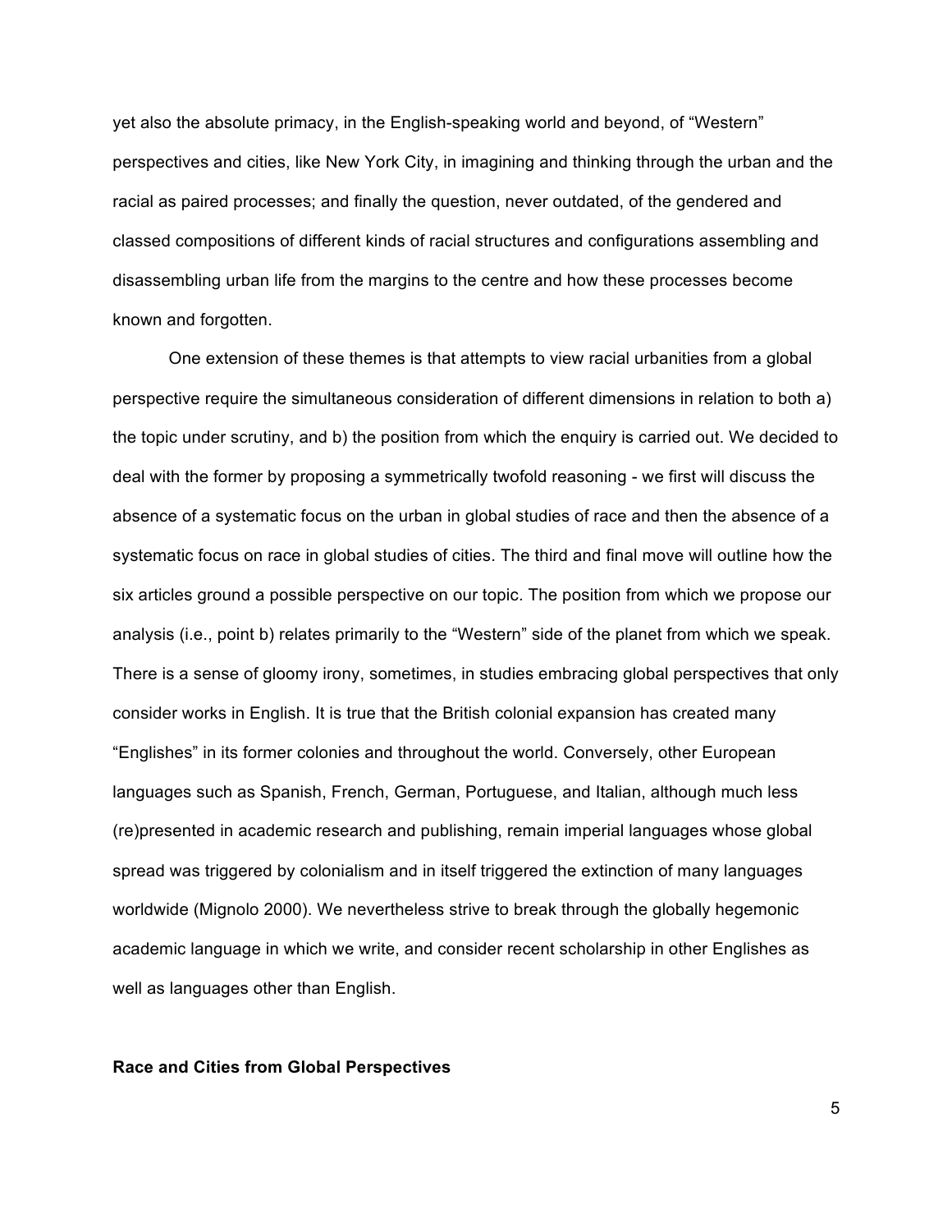yet also the absolute primacy, in the English-speaking world and beyond, of "Western" perspectives and cities, like New York City, in imagining and thinking through the urban and the racial as paired processes; and finally the question, never outdated, of the gendered and classed compositions of different kinds of racial structures and configurations assembling and disassembling urban life from the margins to the centre and how these processes become known and forgotten.

One extension of these themes is that attempts to view racial urbanities from a global perspective require the simultaneous consideration of different dimensions in relation to both a) the topic under scrutiny, and b) the position from which the enquiry is carried out. We decided to deal with the former by proposing a symmetrically twofold reasoning - we first will discuss the absence of a systematic focus on the urban in global studies of race and then the absence of a systematic focus on race in global studies of cities. The third and final move will outline how the six articles ground a possible perspective on our topic. The position from which we propose our analysis (i.e., point b) relates primarily to the "Western" side of the planet from which we speak. There is a sense of gloomy irony, sometimes, in studies embracing global perspectives that only consider works in English. It is true that the British colonial expansion has created many "Englishes" in its former colonies and throughout the world. Conversely, other European languages such as Spanish, French, German, Portuguese, and Italian, although much less (re)presented in academic research and publishing, remain imperial languages whose global spread was triggered by colonialism and in itself triggered the extinction of many languages worldwide (Mignolo 2000). We nevertheless strive to break through the globally hegemonic academic language in which we write, and consider recent scholarship in other Englishes as well as languages other than English.

**Race and Cities from Global Perspectives**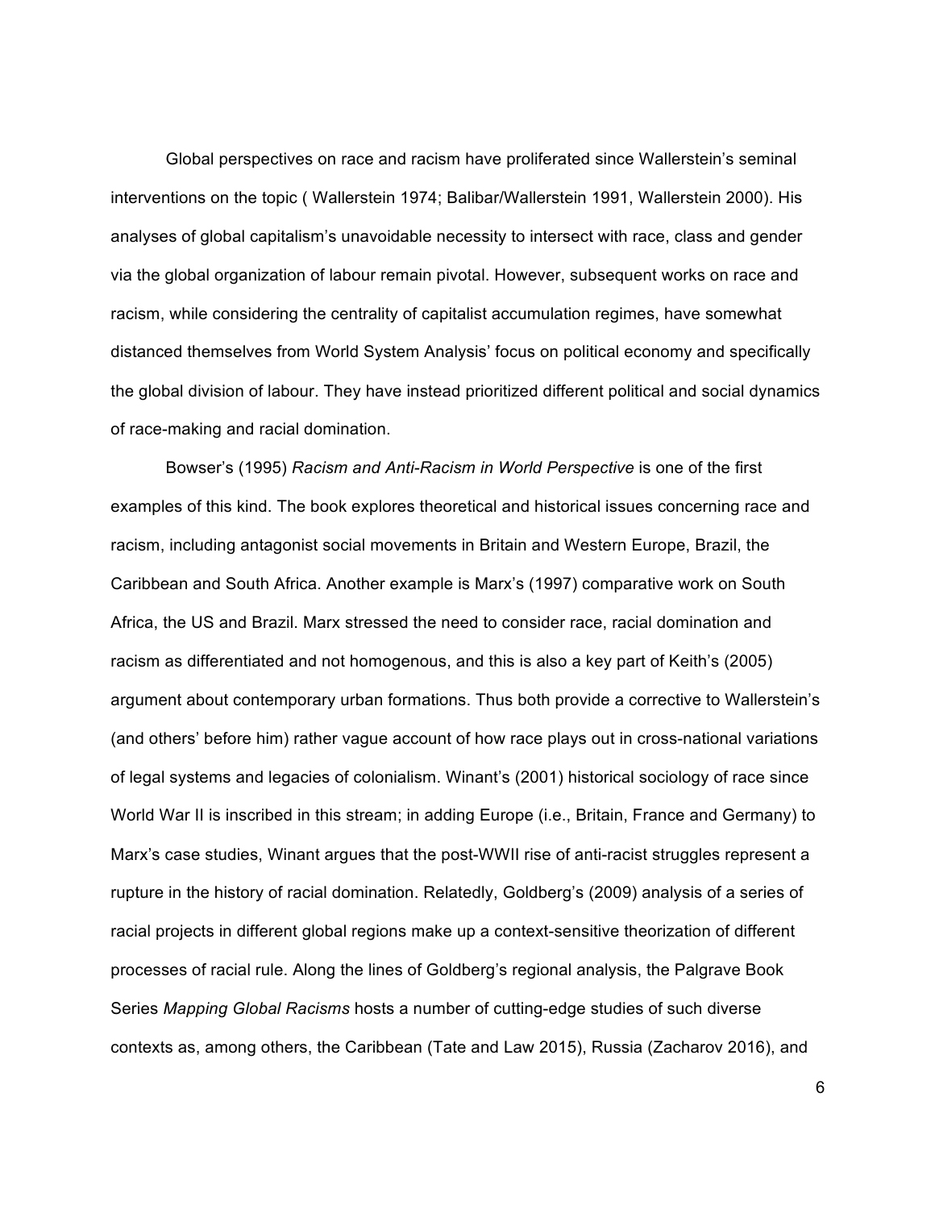Global perspectives on race and racism have proliferated since Wallerstein's seminal interventions on the topic ( Wallerstein 1974; Balibar/Wallerstein 1991, Wallerstein 2000). His analyses of global capitalism's unavoidable necessity to intersect with race, class and gender via the global organization of labour remain pivotal. However, subsequent works on race and racism, while considering the centrality of capitalist accumulation regimes, have somewhat distanced themselves from World System Analysis' focus on political economy and specifically the global division of labour. They have instead prioritized different political and social dynamics of race-making and racial domination.

Bowser's (1995) *Racism and Anti-Racism in World Perspective* is one of the first examples of this kind. The book explores theoretical and historical issues concerning race and racism, including antagonist social movements in Britain and Western Europe, Brazil, the Caribbean and South Africa. Another example is Marx's (1997) comparative work on South Africa, the US and Brazil. Marx stressed the need to consider race, racial domination and racism as differentiated and not homogenous, and this is also a key part of Keith's (2005) argument about contemporary urban formations. Thus both provide a corrective to Wallerstein's (and others' before him) rather vague account of how race plays out in cross-national variations of legal systems and legacies of colonialism. Winant's (2001) historical sociology of race since World War II is inscribed in this stream; in adding Europe (i.e., Britain, France and Germany) to Marx's case studies, Winant argues that the post-WWII rise of anti-racist struggles represent a rupture in the history of racial domination. Relatedly, Goldberg's (2009) analysis of a series of racial projects in different global regions make up a context-sensitive theorization of different processes of racial rule. Along the lines of Goldberg's regional analysis, the Palgrave Book Series *Mapping Global Racisms* hosts a number of cutting-edge studies of such diverse contexts as, among others, the Caribbean (Tate and Law 2015), Russia (Zacharov 2016), and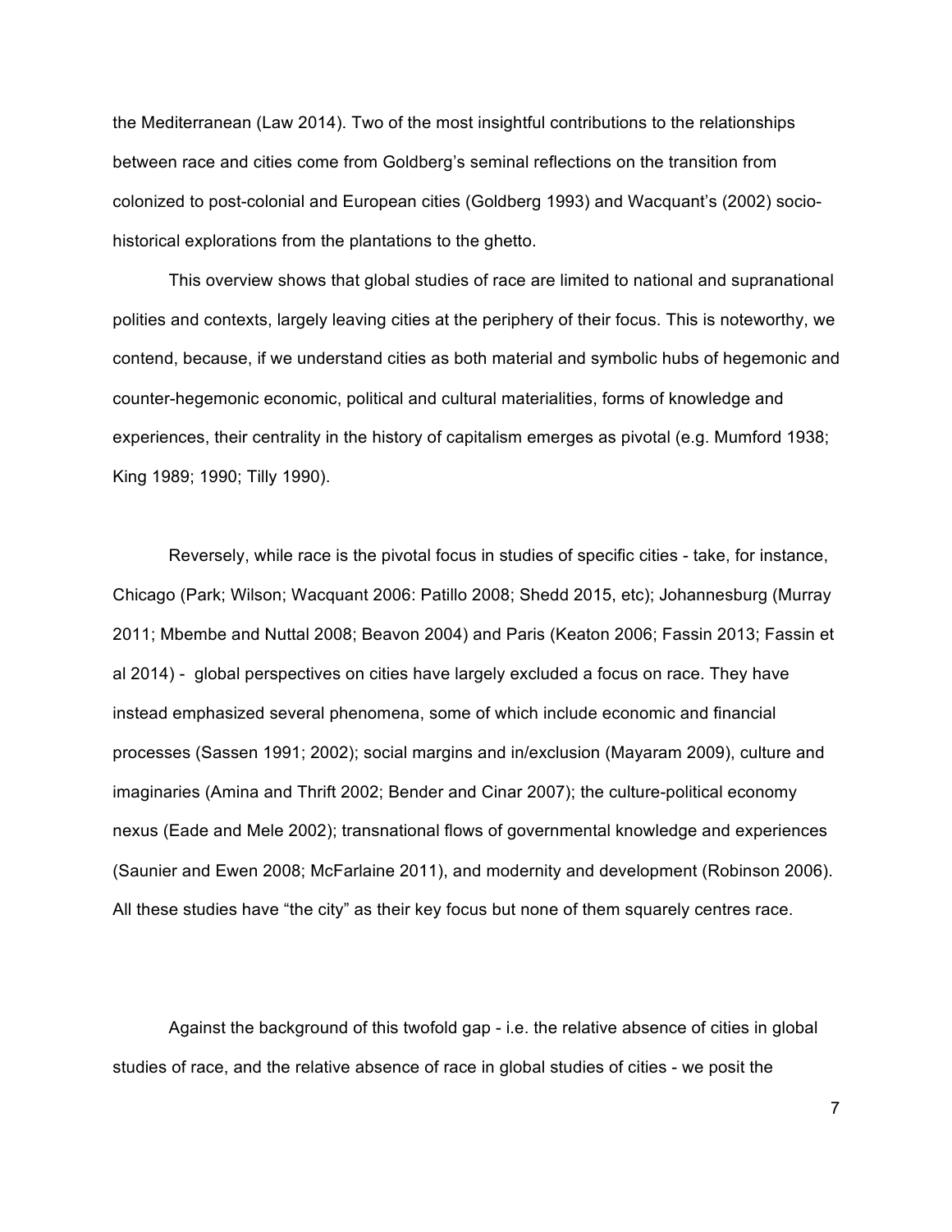the Mediterranean (Law 2014). Two of the most insightful contributions to the relationships between race and cities come from Goldberg's seminal reflections on the transition from colonized to post-colonial and European cities (Goldberg 1993) and Wacquant's (2002) socio-historical explorations from the plantations to the ghetto.

This overview shows that global studies of race are limited to national and supranational polities and contexts, largely leaving cities at the periphery of their focus. This is noteworthy, we contend, because, if we understand cities as both material and symbolic hubs of hegemonic and counter-hegemonic economic, political and cultural materialities, forms of knowledge and experiences, their centrality in the history of capitalism emerges as pivotal (e.g. Mumford 1938; King 1989; 1990; Tilly 1990).

Reversely, while race is the pivotal focus in studies of specific cities - take, for instance, Chicago (Park; Wilson; Wacquant 2006: Patillo 2008; Shedd 2015, etc); Johannesburg (Murray 2011; Mbembe and Nuttal 2008; Beavon 2004) and Paris (Keaton 2006; Fassin 2013; Fassin et al 2014) - global perspectives on cities have largely excluded a focus on race. They have instead emphasized several phenomena, some of which include economic and financial processes (Sassen 1991; 2002); social margins and in/exclusion (Mayaram 2009), culture and imaginaries (Amina and Thrift 2002; Bender and Cinar 2007); the culture-political economy nexus (Eade and Mele 2002); transnational flows of governmental knowledge and experiences (Saunier and Ewen 2008; McFarlaine 2011), and modernity and development (Robinson 2006). All these studies have "the city" as their key focus but none of them squarely centres race.

Against the background of this twofold gap - i.e. the relative absence of cities in global studies of race, and the relative absence of race in global studies of cities - we posit the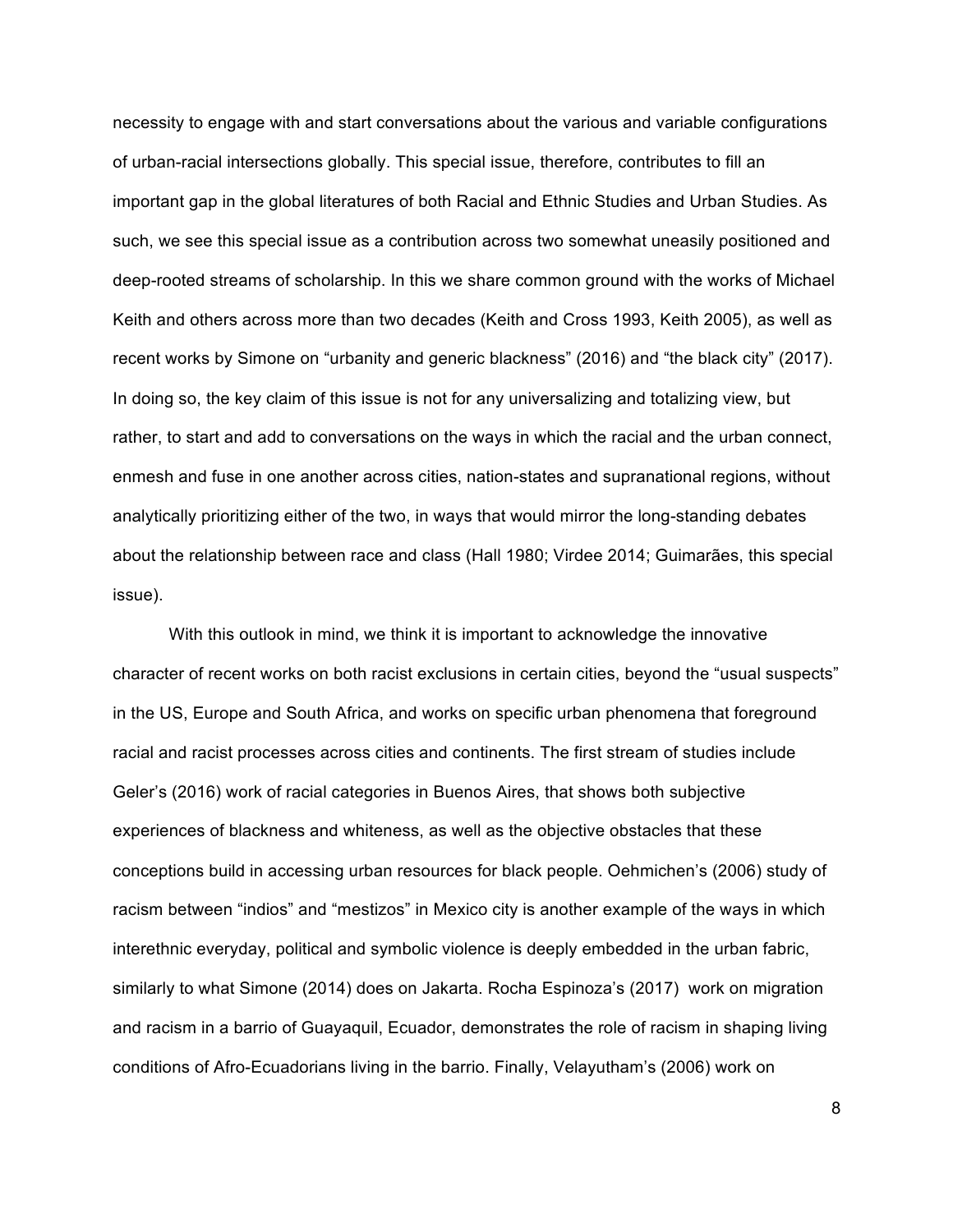necessity to engage with and start conversations about the various and variable configurations of urban-racial intersections globally. This special issue, therefore, contributes to fill an important gap in the global literatures of both Racial and Ethnic Studies and Urban Studies. As such, we see this special issue as a contribution across two somewhat uneasily positioned and deep-rooted streams of scholarship. In this we share common ground with the works of Michael Keith and others across more than two decades (Keith and Cross 1993, Keith 2005), as well as recent works by Simone on "urbanity and generic blackness" (2016) and "the black city" (2017). In doing so, the key claim of this issue is not for any universalizing and totalizing view, but rather, to start and add to conversations on the ways in which the racial and the urban connect, enmesh and fuse in one another across cities, nation-states and supranational regions, without analytically prioritizing either of the two, in ways that would mirror the long-standing debates about the relationship between race and class (Hall 1980; Virdee 2014; Guimarães, this special issue).

With this outlook in mind, we think it is important to acknowledge the innovative character of recent works on both racist exclusions in certain cities, beyond the "usual suspects" in the US, Europe and South Africa, and works on specific urban phenomena that foreground racial and racist processes across cities and continents. The first stream of studies include Geler's (2016) work of racial categories in Buenos Aires, that shows both subjective experiences of blackness and whiteness, as well as the objective obstacles that these conceptions build in accessing urban resources for black people. Oehmichen's (2006) study of racism between "indios" and "mestizos" in Mexico city is another example of the ways in which interethnic everyday, political and symbolic violence is deeply embedded in the urban fabric, similarly to what Simone (2014) does on Jakarta. Rocha Espinoza's (2017) work on migration and racism in a barrio of Guayaquil, Ecuador, demonstrates the role of racism in shaping living conditions of Afro-Ecuadorians living in the barrio. Finally, Velayutham's (2006) work on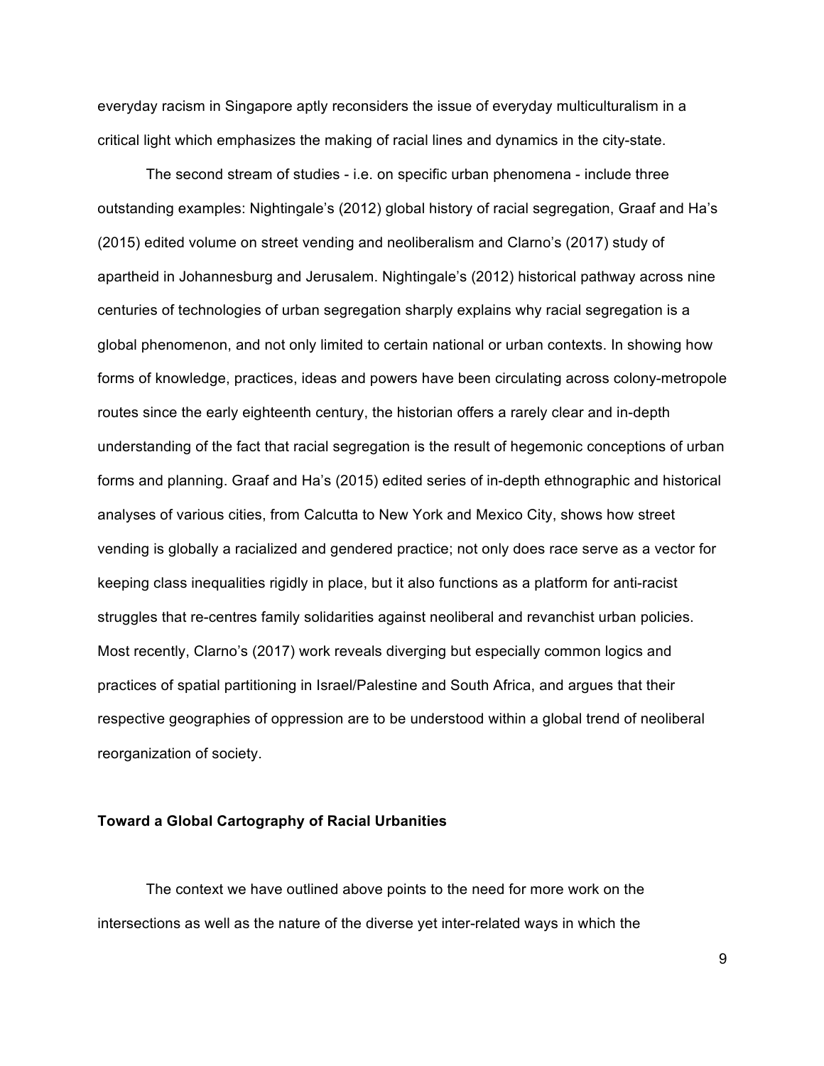everyday racism in Singapore aptly reconsiders the issue of everyday multiculturalism in a critical light which emphasizes the making of racial lines and dynamics in the city-state.

The second stream of studies - i.e. on specific urban phenomena - include three outstanding examples: Nightingale's (2012) global history of racial segregation, Graaf and Ha's (2015) edited volume on street vending and neoliberalism and Clarno's (2017) study of apartheid in Johannesburg and Jerusalem. Nightingale's (2012) historical pathway across nine centuries of technologies of urban segregation sharply explains why racial segregation is a global phenomenon, and not only limited to certain national or urban contexts. In showing how forms of knowledge, practices, ideas and powers have been circulating across colony-metropole routes since the early eighteenth century, the historian offers a rarely clear and in-depth understanding of the fact that racial segregation is the result of hegemonic conceptions of urban forms and planning. Graaf and Ha's (2015) edited series of in-depth ethnographic and historical analyses of various cities, from Calcutta to New York and Mexico City, shows how street vending is globally a racialized and gendered practice; not only does race serve as a vector for keeping class inequalities rigidly in place, but it also functions as a platform for anti-racist struggles that re-centres family solidarities against neoliberal and revanchist urban policies. Most recently, Clarno's (2017) work reveals diverging but especially common logics and practices of spatial partitioning in Israel/Palestine and South Africa, and argues that their respective geographies of oppression are to be understood within a global trend of neoliberal reorganization of society.

### Toward a Global Cartography of Racial Urbanities

The context we have outlined above points to the need for more work on the intersections as well as the nature of the diverse yet inter-related ways in which the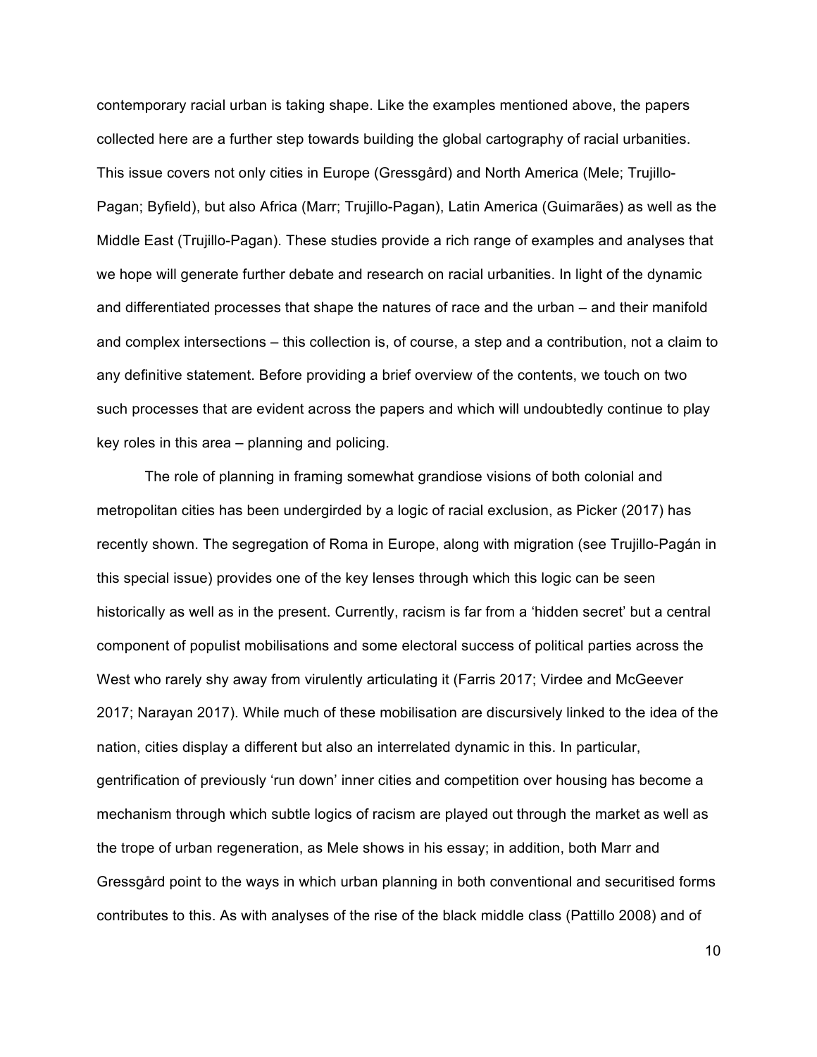contemporary racial urban is taking shape. Like the examples mentioned above, the papers collected here are a further step towards building the global cartography of racial urbanities. This issue covers not only cities in Europe (Gressgård) and North America (Mele; Trujillo-Pagan; Byfield), but also Africa (Marr; Trujillo-Pagan), Latin America (Guimarães) as well as the Middle East (Trujillo-Pagan). These studies provide a rich range of examples and analyses that we hope will generate further debate and research on racial urbanities. In light of the dynamic and differentiated processes that shape the natures of race and the urban – and their manifold and complex intersections – this collection is, of course, a step and a contribution, not a claim to any definitive statement. Before providing a brief overview of the contents, we touch on two such processes that are evident across the papers and which will undoubtedly continue to play key roles in this area – planning and policing.

The role of planning in framing somewhat grandiose visions of both colonial and metropolitan cities has been undergirded by a logic of racial exclusion, as Picker (2017) has recently shown. The segregation of Roma in Europe, along with migration (see Trujillo-Pagán in this special issue) provides one of the key lenses through which this logic can be seen historically as well as in the present. Currently, racism is far from a 'hidden secret' but a central component of populist mobilisations and some electoral success of political parties across the West who rarely shy away from virulently articulating it (Farris 2017; Virdee and McGeever 2017; Narayan 2017). While much of these mobilisation are discursively linked to the idea of the nation, cities display a different but also an interrelated dynamic in this. In particular, gentrification of previously 'run down' inner cities and competition over housing has become a mechanism through which subtle logics of racism are played out through the market as well as the trope of urban regeneration, as Mele shows in his essay; in addition, both Marr and Gressgård point to the ways in which urban planning in both conventional and securitised forms contributes to this. As with analyses of the rise of the black middle class (Pattillo 2008) and of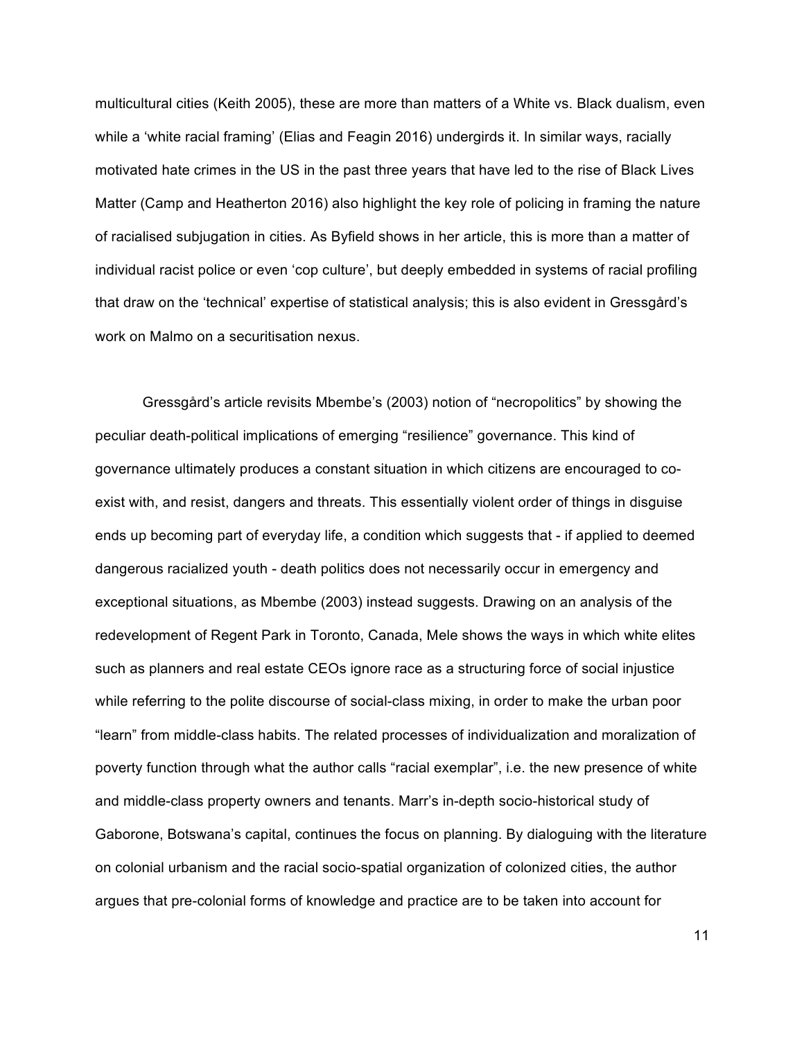multicultural cities (Keith 2005), these are more than matters of a White vs. Black dualism, even while a 'white racial framing' (Elias and Feagin 2016) undergirds it. In similar ways, racially motivated hate crimes in the US in the past three years that have led to the rise of Black Lives Matter (Camp and Heatherton 2016) also highlight the key role of policing in framing the nature of racialised subjugation in cities. As Byfield shows in her article, this is more than a matter of individual racist police or even 'cop culture', but deeply embedded in systems of racial profiling that draw on the 'technical' expertise of statistical analysis; this is also evident in Gressgård's work on Malmo on a securitisation nexus.

Gressgård's article revisits Mbembe's (2003) notion of "necropolitics" by showing the peculiar death-political implications of emerging "resilience" governance. This kind of governance ultimately produces a constant situation in which citizens are encouraged to co-exist with, and resist, dangers and threats. This essentially violent order of things in disguise ends up becoming part of everyday life, a condition which suggests that - if applied to deemed dangerous racialized youth - death politics does not necessarily occur in emergency and exceptional situations, as Mbembe (2003) instead suggests. Drawing on an analysis of the redevelopment of Regent Park in Toronto, Canada, Mele shows the ways in which white elites such as planners and real estate CEOs ignore race as a structuring force of social injustice while referring to the polite discourse of social-class mixing, in order to make the urban poor "learn" from middle-class habits. The related processes of individualization and moralization of poverty function through what the author calls "racial exemplar", i.e. the new presence of white and middle-class property owners and tenants. Marr's in-depth socio-historical study of Gaborone, Botswana's capital, continues the focus on planning. By dialoguing with the literature on colonial urbanism and the racial socio-spatial organization of colonized cities, the author argues that pre-colonial forms of knowledge and practice are to be taken into account for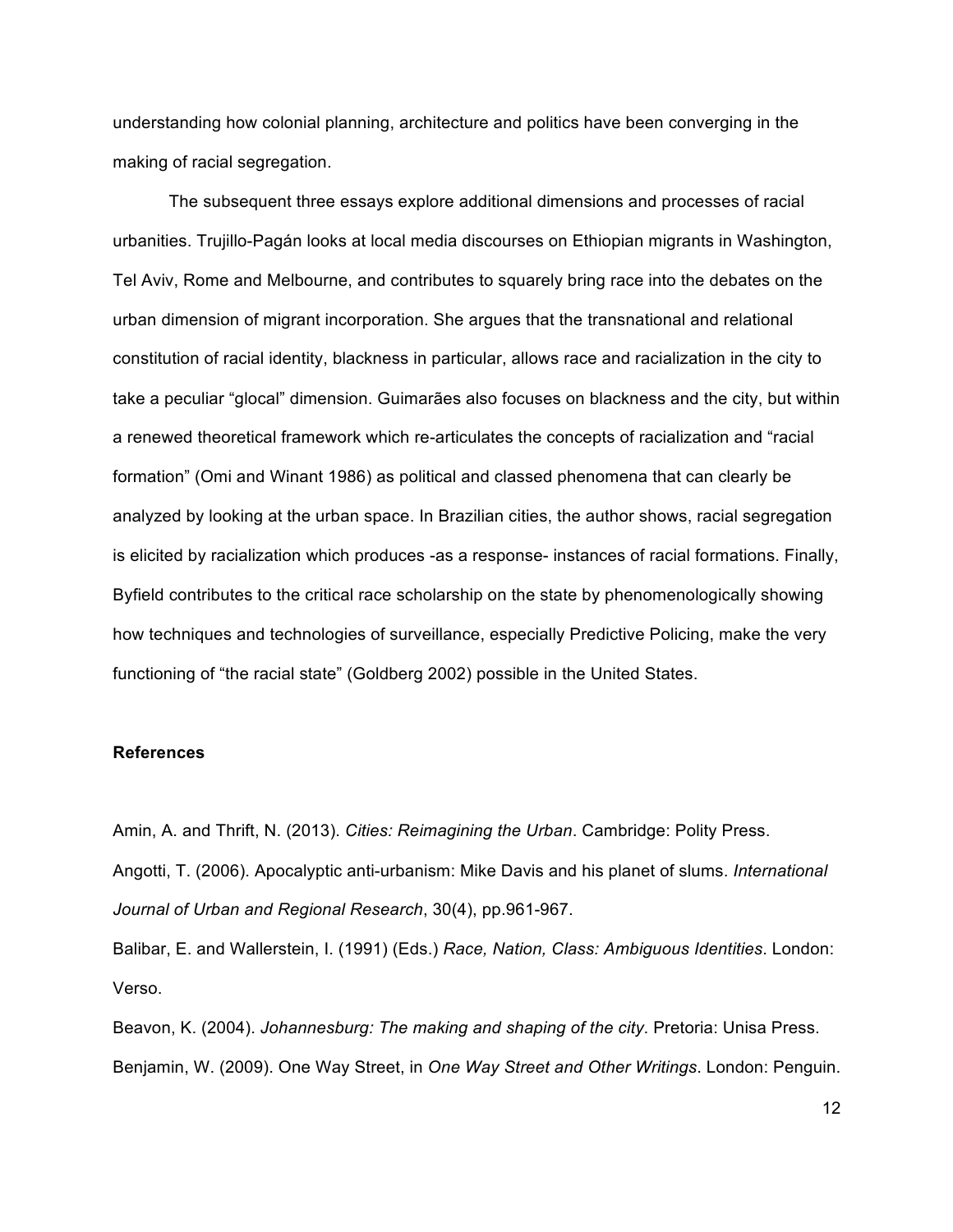understanding how colonial planning, architecture and politics have been converging in the making of racial segregation.

The subsequent three essays explore additional dimensions and processes of racial urbanities. Trujillo-Pagán looks at local media discourses on Ethiopian migrants in Washington, Tel Aviv, Rome and Melbourne, and contributes to squarely bring race into the debates on the urban dimension of migrant incorporation. She argues that the transnational and relational constitution of racial identity, blackness in particular, allows race and racialization in the city to take a peculiar "glocal" dimension. Guimarães also focuses on blackness and the city, but within a renewed theoretical framework which re-articulates the concepts of racialization and "racial formation" (Omi and Winant 1986) as political and classed phenomena that can clearly be analyzed by looking at the urban space. In Brazilian cities, the author shows, racial segregation is elicited by racialization which produces -as a response- instances of racial formations. Finally, Byfield contributes to the critical race scholarship on the state by phenomenologically showing how techniques and technologies of surveillance, especially Predictive Policing, make the very functioning of "the racial state" (Goldberg 2002) possible in the United States.

**References**

Amin, A. and Thrift, N. (2013). *Cities: Reimagining the Urban*. Cambridge: Polity Press.

Angotti, T. (2006). Apocalyptic anti-urbanism: Mike Davis and his planet of slums. *International Journal of Urban and Regional Research*, 30(4), pp.961-967.

Balibar, E. and Wallerstein, I. (1991) (Eds.) *Race, Nation, Class: Ambiguous Identities*. London: Verso.

Beavon, K. (2004). *Johannesburg: The making and shaping of the city*. Pretoria: Unisa Press.

Benjamin, W. (2009). One Way Street, in *One Way Street and Other Writings*. London: Penguin.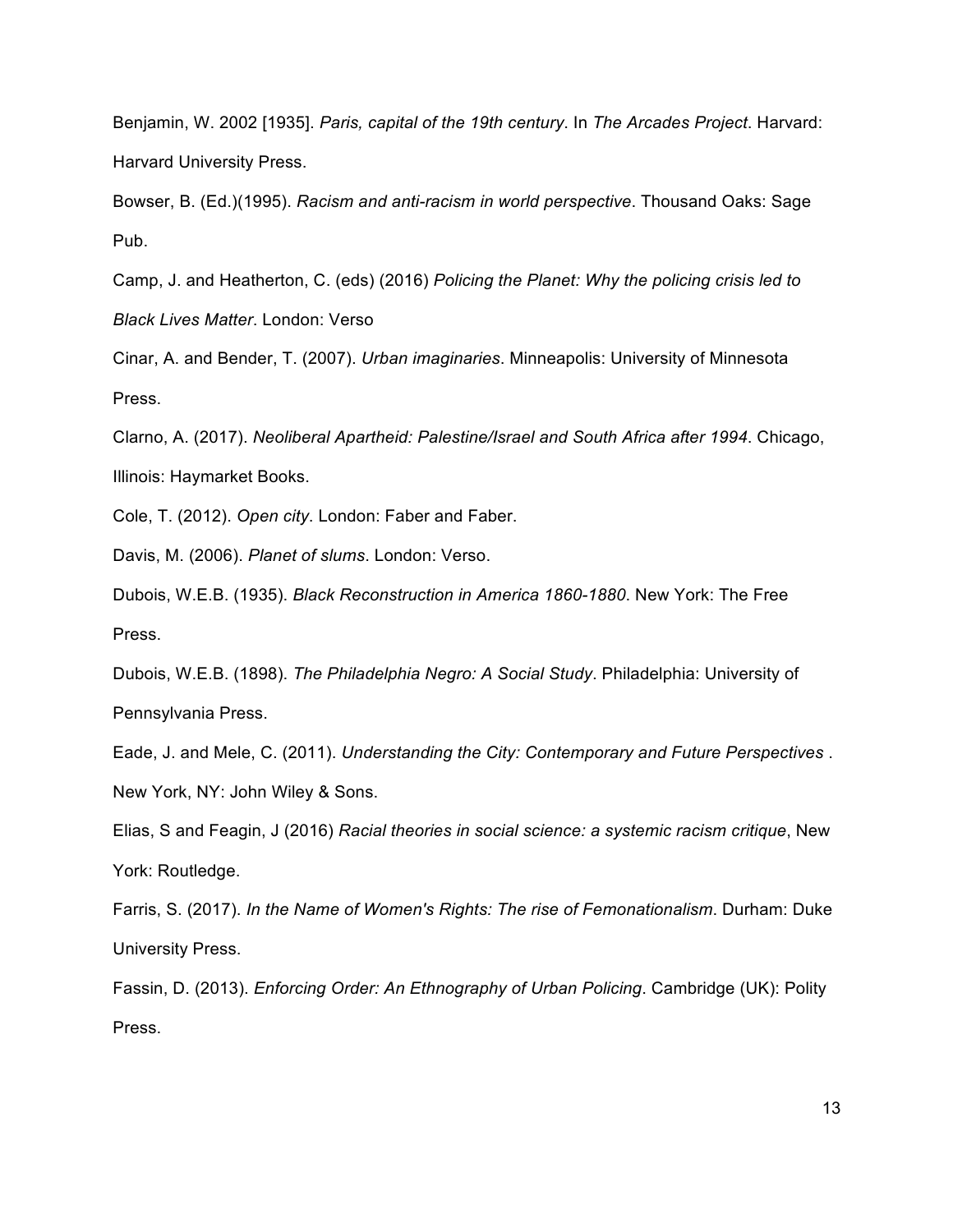Benjamin, W. 2002 [1935]. *Paris, capital of the 19th century*. In *The Arcades Project*. Harvard: Harvard University Press.

Bowser, B. (Ed.)(1995). *Racism and anti-racism in world perspective*. Thousand Oaks: Sage Pub.

Camp, J. and Heatherton, C. (eds) (2016) *Policing the Planet: Why the policing crisis led to Black Lives Matter*. London: Verso

Cinar, A. and Bender, T. (2007). *Urban imaginaries*. Minneapolis: University of Minnesota Press.

Clarno, A. (2017). *Neoliberal Apartheid: Palestine/Israel and South Africa after 1994*. Chicago, Illinois: Haymarket Books.

Cole, T. (2012). *Open city*. London: Faber and Faber.

Davis, M. (2006). *Planet of slums*. London: Verso.

Dubois, W.E.B. (1935). *Black Reconstruction in America 1860-1880*. New York: The Free Press.

Dubois, W.E.B. (1898). *The Philadelphia Negro: A Social Study*. Philadelphia: University of Pennsylvania Press.

Eade, J. and Mele, C. (2011). *Understanding the City: Contemporary and Future Perspectives* . New York, NY: John Wiley & Sons.

Elias, S and Feagin, J (2016) *Racial theories in social science: a systemic racism critique*, New York: Routledge.

Farris, S. (2017). *In the Name of Women's Rights: The rise of Femonationalism*. Durham: Duke University Press.

Fassin, D. (2013). *Enforcing Order: An Ethnography of Urban Policing*. Cambridge (UK): Polity Press.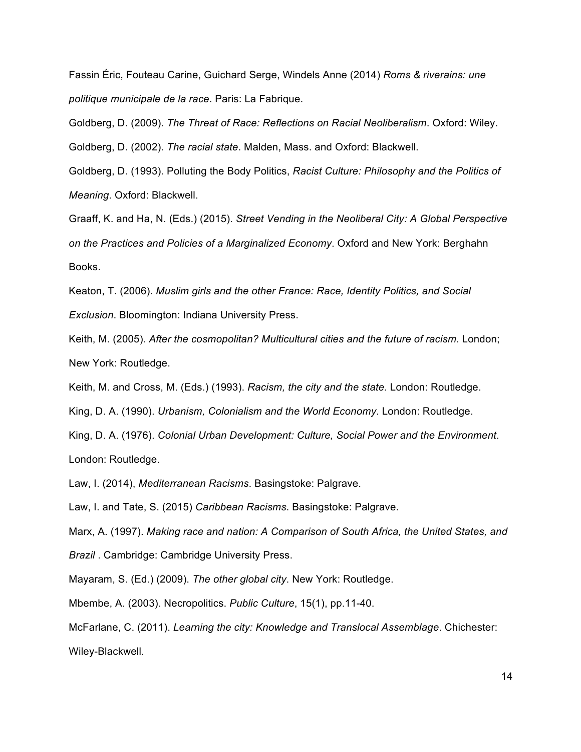Fassin Éric, Fouteau Carine, Guichard Serge, Windels Anne (2014) *Roms & riverains: une politique municipale de la race*. Paris: La Fabrique.

Goldberg, D. (2009). *The Threat of Race: Reflections on Racial Neoliberalism*. Oxford: Wiley.

Goldberg, D. (2002). *The racial state*. Malden, Mass. and Oxford: Blackwell.

Goldberg, D. (1993). Polluting the Body Politics, *Racist Culture: Philosophy and the Politics of Meaning*. Oxford: Blackwell.

Graaff, K. and Ha, N. (Eds.) (2015). *Street Vending in the Neoliberal City: A Global Perspective on the Practices and Policies of a Marginalized Economy*. Oxford and New York: Berghahn Books.

Keaton, T. (2006). *Muslim girls and the other France: Race, Identity Politics, and Social Exclusion*. Bloomington: Indiana University Press.

Keith, M. (2005). *After the cosmopolitan? Multicultural cities and the future of racism.* London; New York: Routledge.

Keith, M. and Cross, M. (Eds.) (1993). *Racism, the city and the state.* London: Routledge.

King, D. A. (1990). *Urbanism, Colonialism and the World Economy*. London: Routledge.

King, D. A. (1976). *Colonial Urban Development: Culture, Social Power and the Environment*. London: Routledge.

Law, I. (2014), *Mediterranean Racisms*. Basingstoke: Palgrave.

Law, I. and Tate, S. (2015) *Caribbean Racisms*. Basingstoke: Palgrave.

Marx, A. (1997). *Making race and nation: A Comparison of South Africa, the United States, and Brazil* . Cambridge: Cambridge University Press.

Mayaram, S. (Ed.) (2009). *The other global city*. New York: Routledge.

Mbembe, A. (2003). Necropolitics. *Public Culture*, 15(1), pp.11-40.

McFarlane, C. (2011). *Learning the city: Knowledge and Translocal Assemblage*. Chichester: Wiley-Blackwell.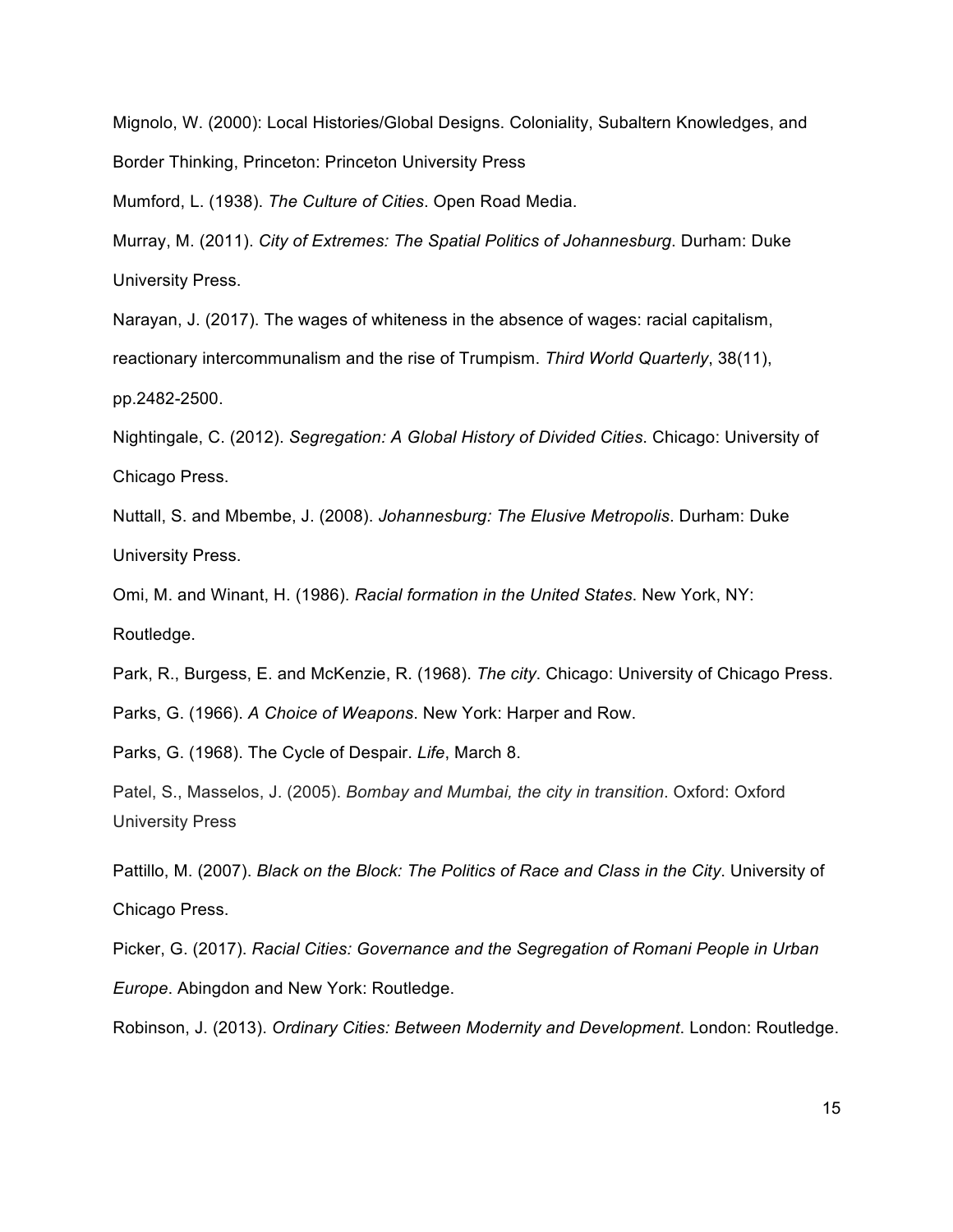Mignolo, W. (2000): Local Histories/Global Designs. Coloniality, Subaltern Knowledges, and Border Thinking, Princeton: Princeton University Press

Mumford, L. (1938). *The Culture of Cities*. Open Road Media.

Murray, M. (2011). *City of Extremes: The Spatial Politics of Johannesburg*. Durham: Duke University Press.

Narayan, J. (2017). The wages of whiteness in the absence of wages: racial capitalism, reactionary intercommunalism and the rise of Trumpism. *Third World Quarterly*, 38(11), pp.2482-2500.

Nightingale, C. (2012). *Segregation: A Global History of Divided Cities*. Chicago: University of Chicago Press.

Nuttall, S. and Mbembe, J. (2008). *Johannesburg: The Elusive Metropolis*. Durham: Duke University Press.

Omi, M. and Winant, H. (1986). *Racial formation in the United States*. New York, NY: Routledge.

Park, R., Burgess, E. and McKenzie, R. (1968). *The city*. Chicago: University of Chicago Press.

Parks, G. (1966). *A Choice of Weapons*. New York: Harper and Row.

Parks, G. (1968). The Cycle of Despair. *Life*, March 8.

Patel, S., Masselos, J. (2005). *Bombay and Mumbai, the city in transition*. Oxford: Oxford University Press

Pattillo, M. (2007). *Black on the Block: The Politics of Race and Class in the City*. University of Chicago Press.

Picker, G. (2017). *Racial Cities: Governance and the Segregation of Romani People in Urban Europe*. Abingdon and New York: Routledge.

Robinson, J. (2013). *Ordinary Cities: Between Modernity and Development*. London: Routledge.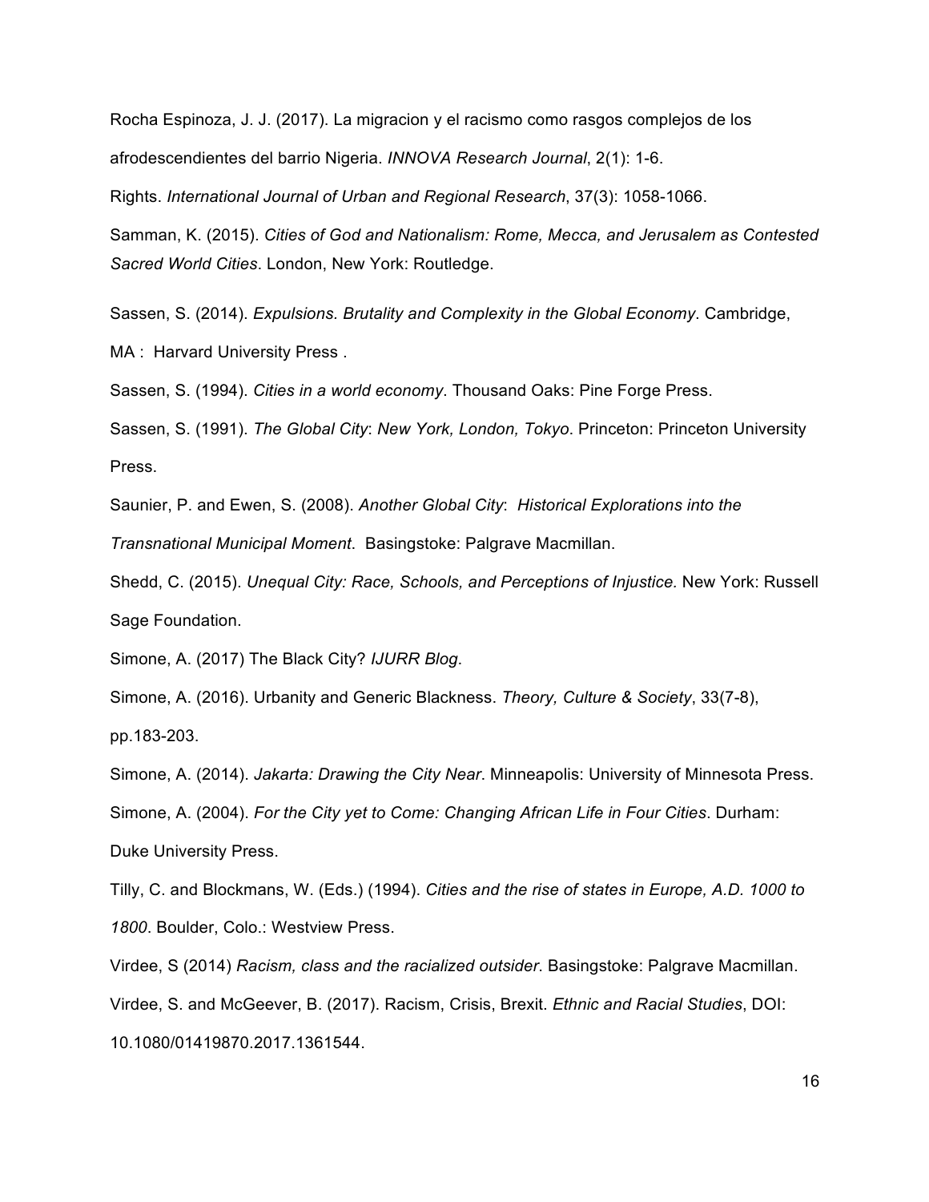Rocha Espinoza, J. J. (2017). La migracion y el racismo como rasgos complejos de los afrodescendientes del barrio Nigeria. *INNOVA Research Journal*, 2(1): 1-6.

Rights. *International Journal of Urban and Regional Research*, 37(3): 1058-1066.

Samman, K. (2015). *Cities of God and Nationalism: Rome, Mecca, and Jerusalem as Contested Sacred World Cities*. London, New York: Routledge.

Sassen, S. (2014). *Expulsions. Brutality and Complexity in the Global Economy*. Cambridge, MA : Harvard University Press .

Sassen, S. (1994). *Cities in a world economy*. Thousand Oaks: Pine Forge Press.

Sassen, S. (1991). *The Global City*: *New York, London, Tokyo*. Princeton: Princeton University Press.

Saunier, P. and Ewen, S. (2008). *Another Global City*: *Historical Explorations into the Transnational Municipal Moment*. Basingstoke: Palgrave Macmillan.

Shedd, C. (2015). *Unequal City: Race, Schools, and Perceptions of Injustice*. New York: Russell Sage Foundation.

Simone, A. (2017) The Black City? *IJURR Blog*.

Simone, A. (2016). Urbanity and Generic Blackness. *Theory, Culture & Society*, 33(7-8), pp.183-203.

Simone, A. (2014). *Jakarta: Drawing the City Near*. Minneapolis: University of Minnesota Press.

Simone, A. (2004). *For the City yet to Come: Changing African Life in Four Cities*. Durham: Duke University Press.

Tilly, C. and Blockmans, W. (Eds.) (1994). *Cities and the rise of states in Europe, A.D. 1000 to 1800*. Boulder, Colo.: Westview Press.

Virdee, S (2014) *Racism, class and the racialized outsider*. Basingstoke: Palgrave Macmillan.

Virdee, S. and McGeever, B. (2017). Racism, Crisis, Brexit. *Ethnic and Racial Studies*, DOI: 10.1080/01419870.2017.1361544.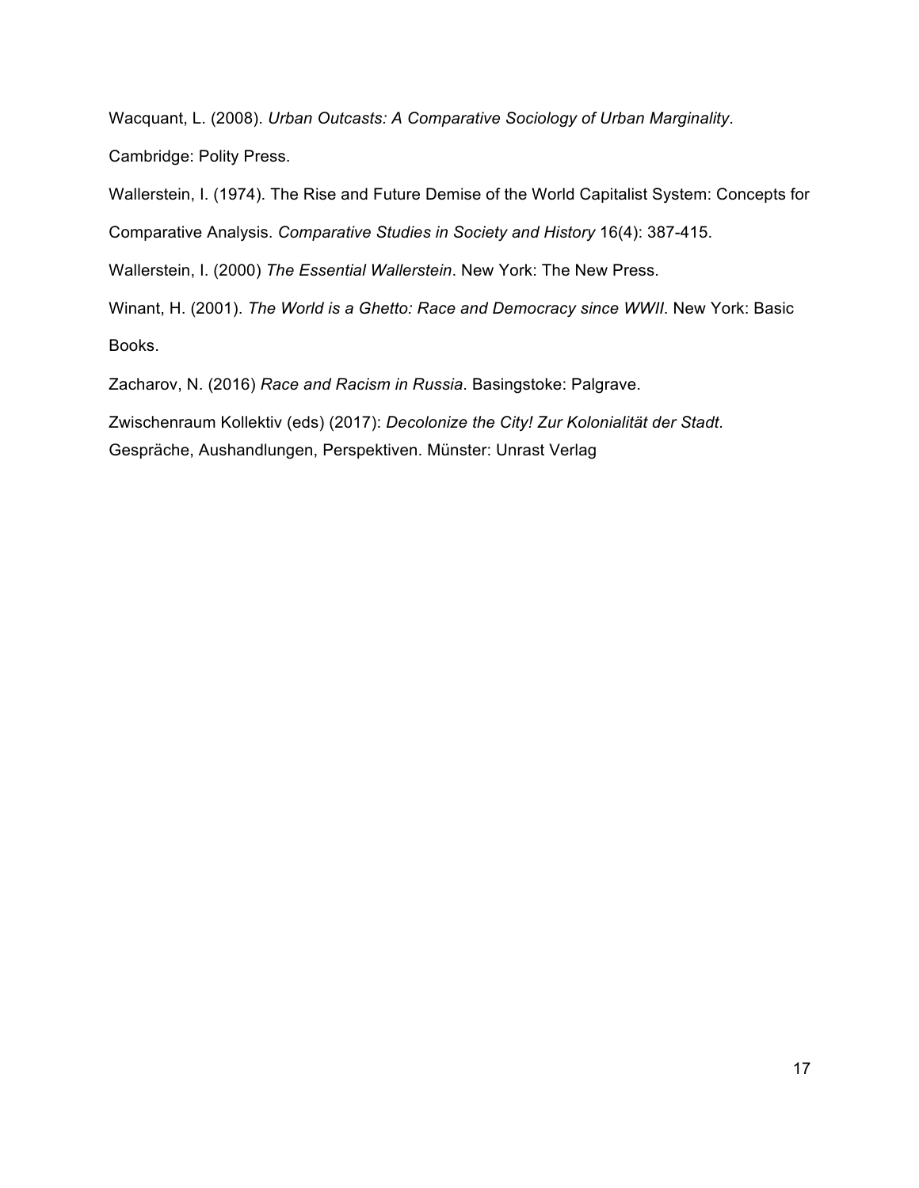Wacquant, L. (2008). *Urban Outcasts: A Comparative Sociology of Urban Marginality*. Cambridge: Polity Press.

Wallerstein, I. (1974). The Rise and Future Demise of the World Capitalist System: Concepts for Comparative Analysis. *Comparative Studies in Society and History* 16(4): 387-415.

Wallerstein, I. (2000) *The Essential Wallerstein*. New York: The New Press.

Winant, H. (2001). *The World is a Ghetto: Race and Democracy since WWII*. New York: Basic Books.

Zacharov, N. (2016) *Race and Racism in Russia*. Basingstoke: Palgrave.

Zwischenraum Kollektiv (eds) (2017): *Decolonize the City! Zur Kolonialität der Stadt*. Gespräche, Aushandlungen, Perspektiven. Münster: Unrast Verlag